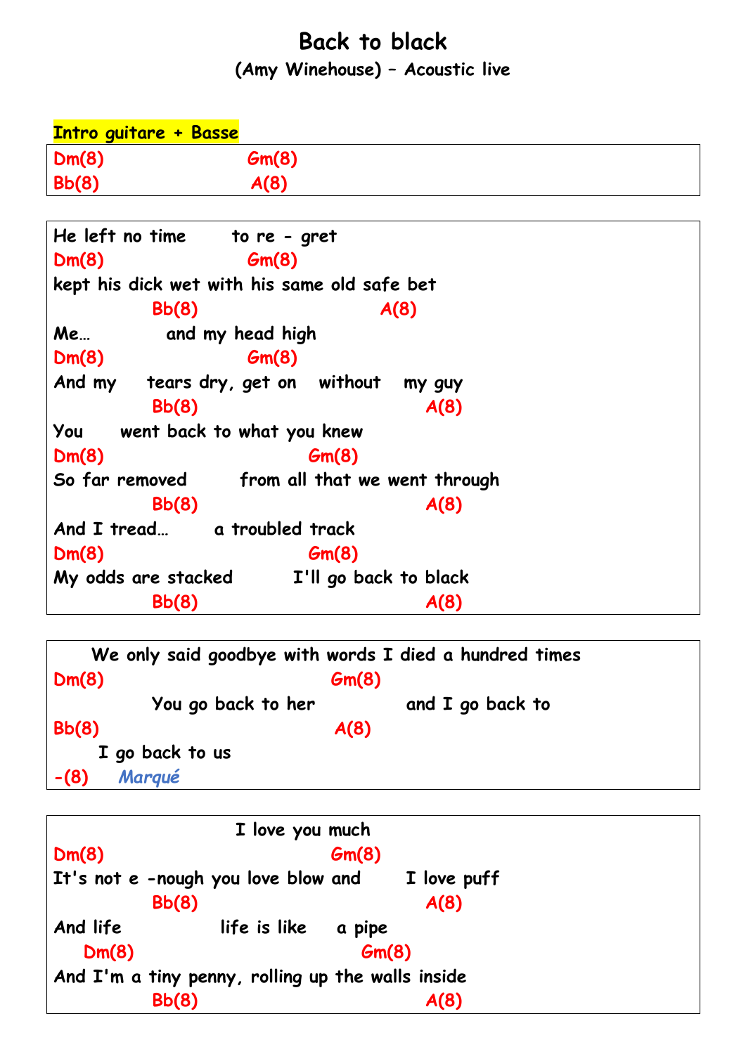# Back to black

### (Amy Winehouse) – Acoustic live

**Intro guitare + Basse**

```
Dm(8)                    Gm(8)
Bb(8)                    A(8)
```

```
He left no time       to re - gret
Dm(8)                    Gm(8)
kept his dick wet with his same old safe bet
          Bb(8)                        A(8)
Me…           and my head high
Dm(8)                    Gm(8)
And my     tears dry, get on   without   my guy
          Bb(8)                             A(8)
You     went back to what you knew
Dm(8)                          Gm(8)
So far removed        from all that we went through
          Bb(8)                             A(8)
And I tread…      a troubled track
Dm(8)                          Gm(8)
My odds are stacked        I'll go back to black
          Bb(8)                             A(8)
```

```
    We only said goodbye with words I died a hundred times
Dm(8)                                Gm(8)
          You go back to her            and I go back to
Bb(8)                                A(8)
     I go back to us
-(8)     Marqué
```

```
                         I love you much
Dm(8)                                Gm(8)
It's not e -nough you love blow and       I love puff
          Bb(8)                             A(8)
And life              life is like    a pipe
   Dm(8)                                 Gm(8)
And I'm a tiny penny, rolling up the walls inside
          Bb(8)                             A(8)
```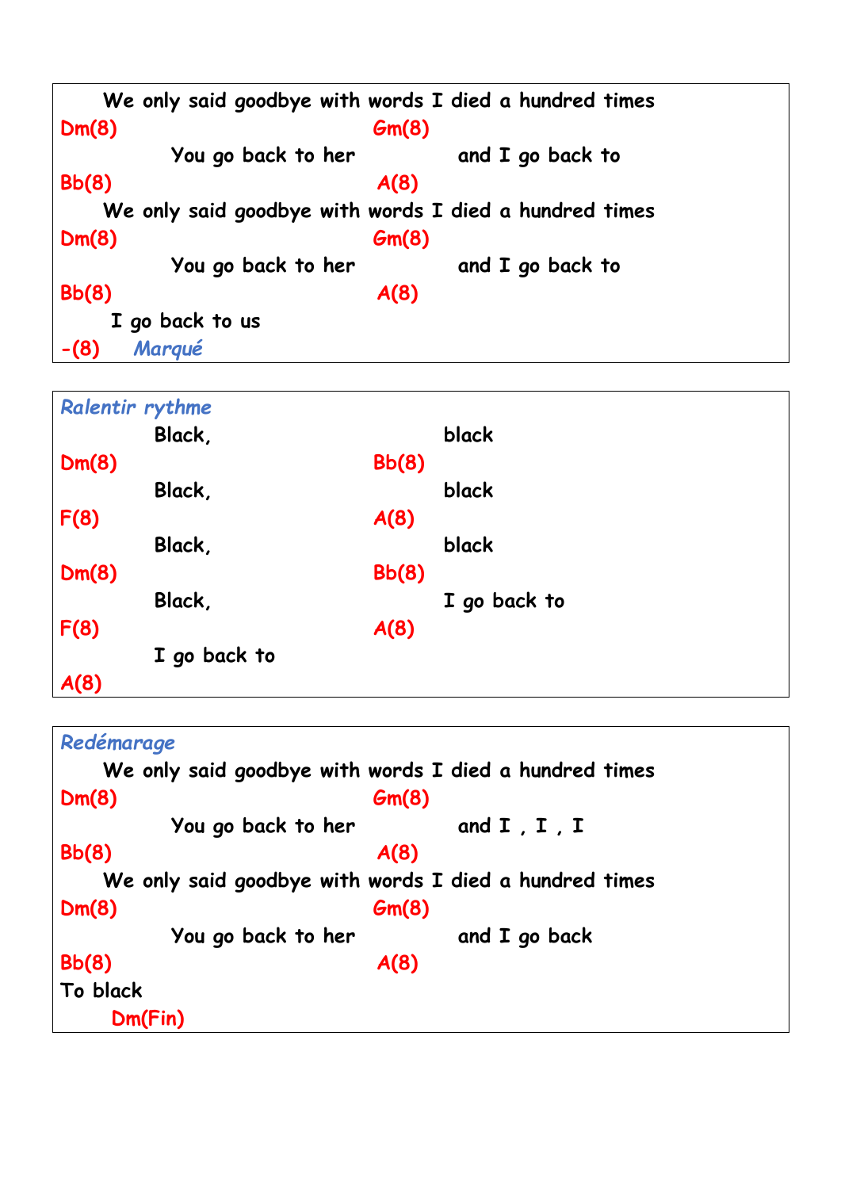We only said goodbye with words I died a hundred times
Dm(8) Gm(8)
You go back to her and I go back to
Bb(8) A(8)
We only said goodbye with words I died a hundred times
Dm(8) Gm(8)
You go back to her and I go back to
Bb(8) A(8)
I go back to us
-(8) *Marqué*

---

*Ralentir rythme*
Black, black
Dm(8) Bb(8)
Black, black
F(8) A(8)
Black, black
Dm(8) Bb(8)
Black, I go back to
F(8) A(8)
I go back to
A(8)

---

*Redémarage*
We only said goodbye with words I died a hundred times
Dm(8) Gm(8)
You go back to her and I , I , I
Bb(8) A(8)
We only said goodbye with words I died a hundred times
Dm(8) Gm(8)
You go back to her and I go back
Bb(8) A(8)
To black
Dm(Fin)